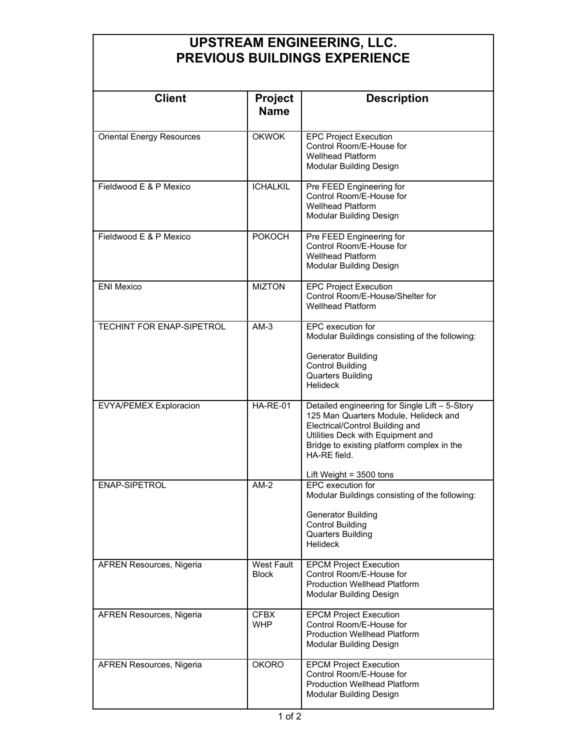# UPSTREAM ENGINEERING, LLC.
# PREVIOUS BUILDINGS EXPERIENCE

| Client | Project Name | Description |
|---|---|---|
| Oriental Energy Resources | OKWOK | EPC Project Execution<br>Control Room/E-House for<br>Wellhead Platform<br>Modular Building Design |
| Fieldwood E & P Mexico | ICHALKIL | Pre FEED Engineering for<br>Control Room/E-House for<br>Wellhead Platform<br>Modular Building Design |
| Fieldwood E & P Mexico | POKOCH | Pre FEED Engineering for<br>Control Room/E-House for<br>Wellhead Platform<br>Modular Building Design |
| ENI Mexico | MIZTON | EPC Project Execution<br>Control Room/E-House/Shelter for<br>Wellhead Platform |
| TECHINT FOR ENAP-SIPETROL | AM-3 | EPC execution for<br>Modular Buildings consisting of the following:<br><br>Generator Building<br>Control Building<br>Quarters Building<br>Helideck |
| EVYA/PEMEX Exploracion | HA-RE-01 | Detailed engineering for Single Lift – 5-Story 125 Man Quarters Module, Helideck and Electrical/Control Building and Utilities Deck with Equipment and Bridge to existing platform complex in the HA-RE field.<br><br>Lift Weight = 3500 tons |
| ENAP-SIPETROL | AM-2 | EPC execution for<br>Modular Buildings consisting of the following:<br><br>Generator Building<br>Control Building<br>Quarters Building<br>Helideck |
| AFREN Resources, Nigeria | West Fault Block | EPCM Project Execution<br>Control Room/E-House for<br>Production Wellhead Platform<br>Modular Building Design |
| AFREN Resources, Nigeria | CFBX WHP | EPCM Project Execution<br>Control Room/E-House for<br>Production Wellhead Platform<br>Modular Building Design |
| AFREN Resources, Nigeria | OKORO | EPCM Project Execution<br>Control Room/E-House for<br>Production Wellhead Platform<br>Modular Building Design |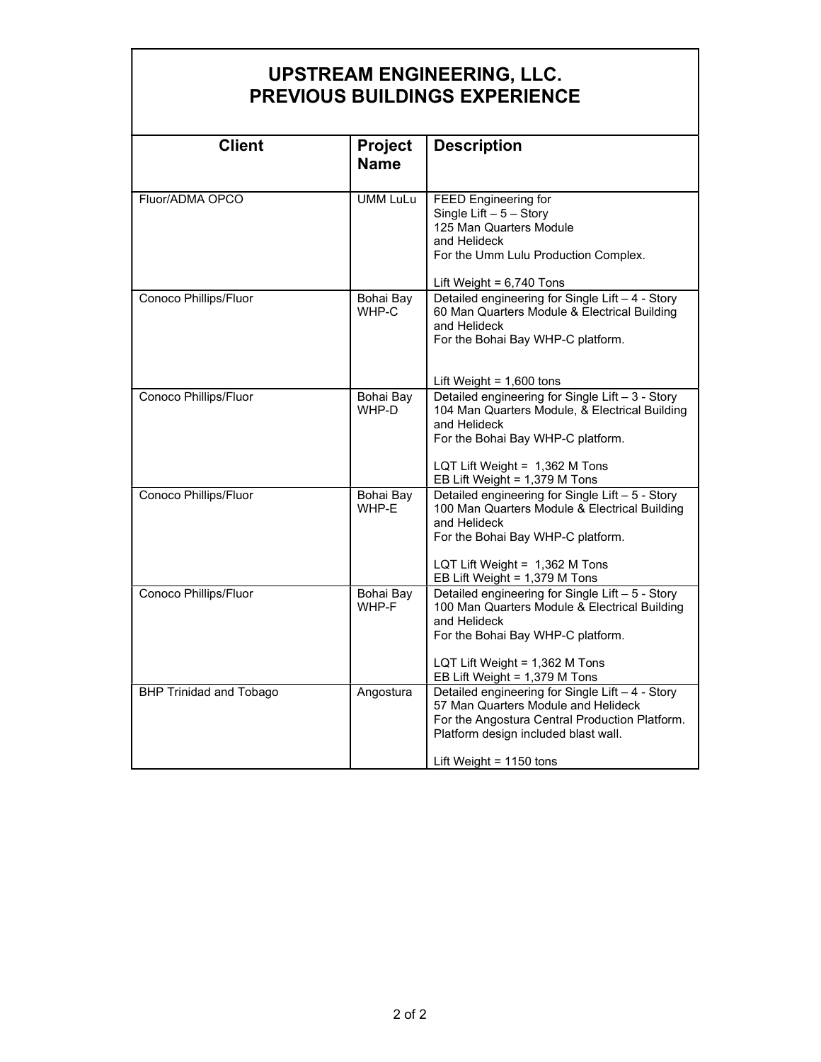# UPSTREAM ENGINEERING, LLC.
# PREVIOUS BUILDINGS EXPERIENCE

| Client | Project Name | Description |
|---|---|---|
| Fluor/ADMA OPCO | UMM LuLu | FEED Engineering for<br>Single Lift – 5 – Story<br>125 Man Quarters Module<br>and Helideck<br>For the Umm Lulu Production Complex.<br><br>Lift Weight = 6,740 Tons |
| Conoco Phillips/Fluor | Bohai Bay WHP-C | Detailed engineering for Single Lift – 4 - Story<br>60 Man Quarters Module & Electrical Building<br>and Helideck<br>For the Bohai Bay WHP-C platform.<br><br>Lift Weight = 1,600 tons |
| Conoco Phillips/Fluor | Bohai Bay WHP-D | Detailed engineering for Single Lift – 3 - Story<br>104 Man Quarters Module, & Electrical Building<br>and Helideck<br>For the Bohai Bay WHP-C platform.<br><br>LQT Lift Weight = 1,362 M Tons<br>EB Lift Weight = 1,379 M Tons |
| Conoco Phillips/Fluor | Bohai Bay WHP-E | Detailed engineering for Single Lift – 5 - Story<br>100 Man Quarters Module & Electrical Building<br>and Helideck<br>For the Bohai Bay WHP-C platform.<br><br>LQT Lift Weight = 1,362 M Tons<br>EB Lift Weight = 1,379 M Tons |
| Conoco Phillips/Fluor | Bohai Bay WHP-F | Detailed engineering for Single Lift – 5 - Story<br>100 Man Quarters Module & Electrical Building<br>and Helideck<br>For the Bohai Bay WHP-C platform.<br><br>LQT Lift Weight = 1,362 M Tons<br>EB Lift Weight = 1,379 M Tons |
| BHP Trinidad and Tobago | Angostura | Detailed engineering for Single Lift – 4 - Story<br>57 Man Quarters Module and Helideck<br>For the Angostura Central Production Platform.<br>Platform design included blast wall.<br><br>Lift Weight = 1150 tons |